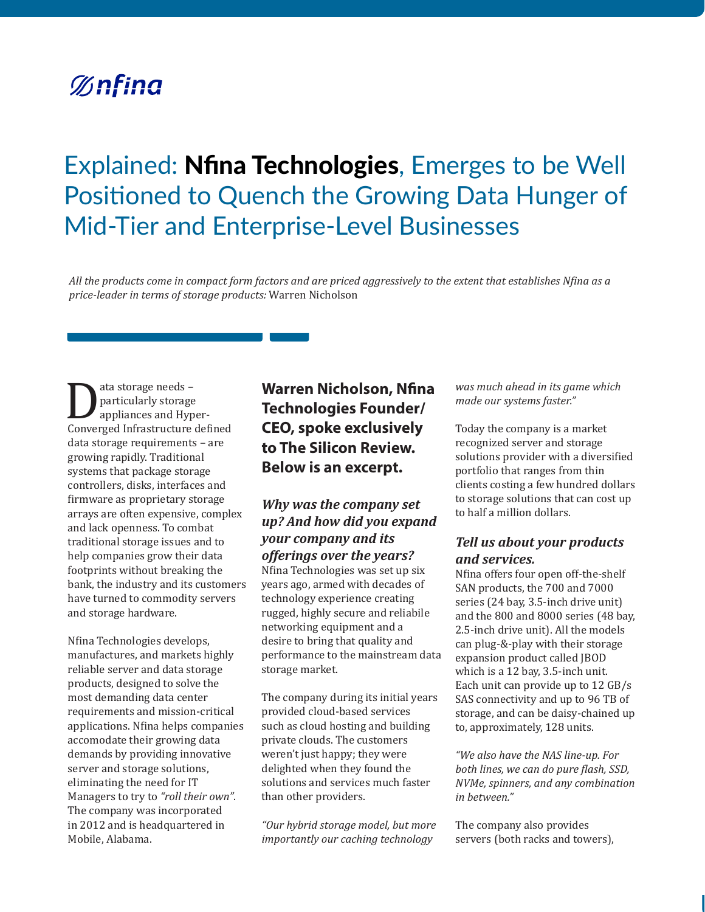Nfina

# Explained: **Nfina Technologies**, Emerges to be Well Positioned to Quench the Growing Data Hunger of Mid-Tier and Enterprise-Level Businesses

*All the products come in compact form factors and are priced aggressively to the extent that establishes Nfina as a price-leader in terms of storage products:* Warren Nicholson

Data storage needs – particularly storage appliances and Hyper-Converged Infrastructure defined data storage requirements – are growing rapidly. Traditional systems that package storage controllers, disks, interfaces and firmware as proprietary storage arrays are often expensive, complex and lack openness. To combat traditional storage issues and to help companies grow their data footprints without breaking the bank, the industry and its customers have turned to commodity servers and storage hardware.

Nfina Technologies develops, manufactures, and markets highly reliable server and data storage products, designed to solve the most demanding data center requirements and mission-critical applications. Nfina helps companies accomodate their growing data demands by providing innovative server and storage solutions, eliminating the need for IT Managers to try to *"roll their own"*. The company was incorporated in 2012 and is headquartered in Mobile, Alabama.

**Warren Nicholson, Nfina Technologies Founder/ CEO, spoke exclusively to The Silicon Review. Below is an excerpt.**

### *Why was the company set up? And how did you expand your company and its offerings over the years?*

Nfina Technologies was set up six years ago, armed with decades of technology experience creating rugged, highly secure and reliabile networking equipment and a desire to bring that quality and performance to the mainstream data storage market.

The company during its initial years provided cloud-based services such as cloud hosting and building private clouds. The customers weren't just happy; they were delighted when they found the solutions and services much faster than other providers.

*"Our hybrid storage model, but more importantly our caching technology was much ahead in its game which made our systems faster."*

Today the company is a market recognized server and storage solutions provider with a diversified portfolio that ranges from thin clients costing a few hundred dollars to storage solutions that can cost up to half a million dollars.

### *Tell us about your products and services.*

Nfina offers four open off-the-shelf SAN products, the 700 and 7000 series (24 bay, 3.5-inch drive unit) and the 800 and 8000 series (48 bay, 2.5-inch drive unit). All the models can plug-&-play with their storage expansion product called JBOD which is a 12 bay, 3.5-inch unit. Each unit can provide up to 12 GB/s SAS connectivity and up to 96 TB of storage, and can be daisy-chained up to, approximately, 128 units.

*"We also have the NAS line-up. For both lines, we can do pure flash, SSD, NVMe, spinners, and any combination in between."*

The company also provides servers (both racks and towers),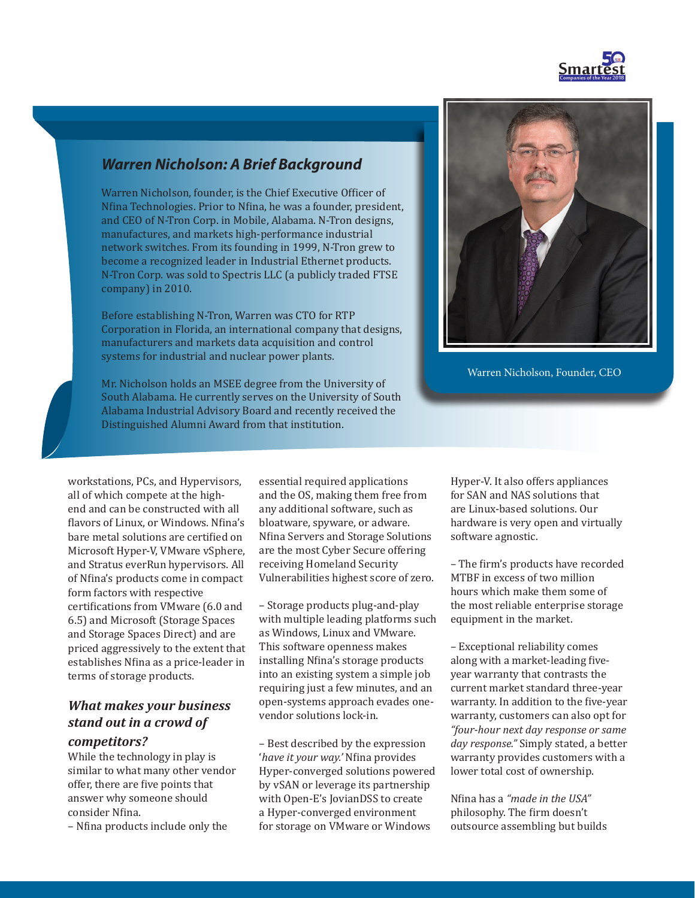## *Warren Nicholson: A Brief Background*

Warren Nicholson, founder, is the Chief Executive Officer of Nfina Technologies. Prior to Nfina, he was a founder, president, and CEO of N-Tron Corp. in Mobile, Alabama. N-Tron designs, manufactures, and markets high-performance industrial network switches. From its founding in 1999, N-Tron grew to become a recognized leader in Industrial Ethernet products. N-Tron Corp. was sold to Spectris LLC (a publicly traded FTSE company) in 2010.

Before establishing N-Tron, Warren was CTO for RTP Corporation in Florida, an international company that designs, manufacturers and markets data acquisition and control systems for industrial and nuclear power plants.

Mr. Nicholson holds an MSEE degree from the University of South Alabama. He currently serves on the University of South Alabama Industrial Advisory Board and recently received the Distinguished Alumni Award from that institution.

Warren Nicholson, Founder, CEO

workstations, PCs, and Hypervisors, all of which compete at the high-end and can be constructed with all flavors of Linux, or Windows. Nfina's bare metal solutions are certified on Microsoft Hyper-V, VMware vSphere, and Stratus everRun hypervisors. All of Nfina's products come in compact form factors with respective certifications from VMware (6.0 and 6.5) and Microsoft (Storage Spaces and Storage Spaces Direct) and are priced aggressively to the extent that establishes Nfina as a price-leader in terms of storage products.

### *What makes your business stand out in a crowd of competitors?*

While the technology in play is similar to what many other vendor offer, there are five points that answer why someone should consider Nfina.

– Nfina products include only the essential required applications and the OS, making them free from any additional software, such as bloatware, spyware, or adware. Nfina Servers and Storage Solutions are the most Cyber Secure offering receiving Homeland Security Vulnerabilities highest score of zero.

– Storage products plug-and-play with multiple leading platforms such as Windows, Linux and VMware. This software openness makes installing Nfina's storage products into an existing system a simple job requiring just a few minutes, and an open-systems approach evades one-vendor solutions lock-in.

– Best described by the expression '*have it your way.*' Nfina provides Hyper-converged solutions powered by vSAN or leverage its partnership with Open-E's JovianDSS to create a Hyper-converged environment for storage on VMware or Windows Hyper-V. It also offers appliances for SAN and NAS solutions that are Linux-based solutions. Our hardware is very open and virtually software agnostic.

– The firm's products have recorded MTBF in excess of two million hours which make them some of the most reliable enterprise storage equipment in the market.

– Exceptional reliability comes along with a market-leading five-year warranty that contrasts the current market standard three-year warranty. In addition to the five-year warranty, customers can also opt for *"four-hour next day response or same day response."* Simply stated, a better warranty provides customers with a lower total cost of ownership.

Nfina has a *"made in the USA"* philosophy. The firm doesn't outsource assembling but builds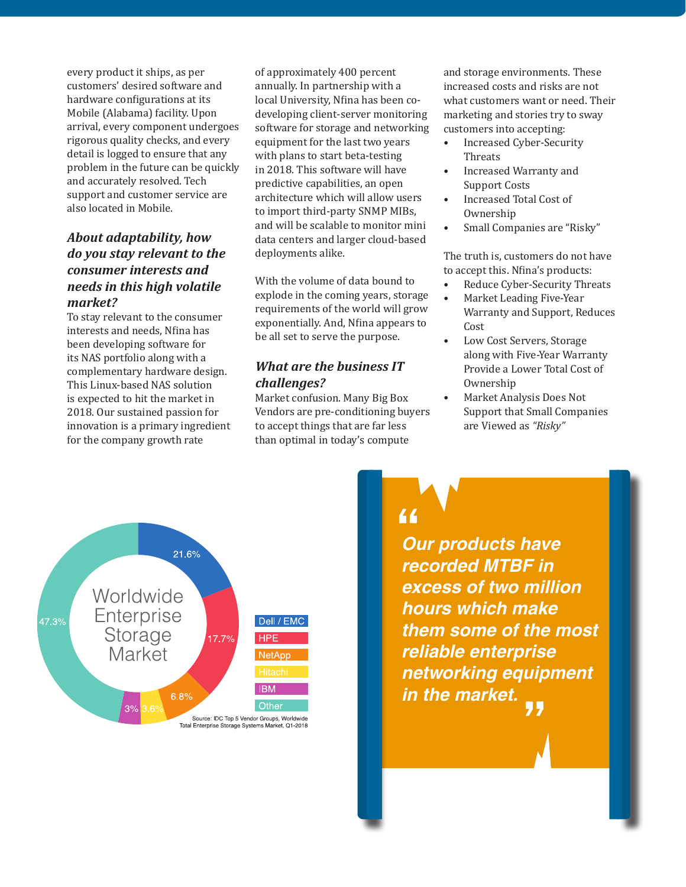every product it ships, as per customers' desired software and hardware configurations at its Mobile (Alabama) facility. Upon arrival, every component undergoes rigorous quality checks, and every detail is logged to ensure that any problem in the future can be quickly and accurately resolved. Tech support and customer service are also located in Mobile.

### *About adaptability, how do you stay relevant to the consumer interests and needs in this high volatile market?*

To stay relevant to the consumer interests and needs, Nfina has been developing software for its NAS portfolio along with a complementary hardware design. This Linux-based NAS solution is expected to hit the market in 2018. Our sustained passion for innovation is a primary ingredient for the company growth rate of approximately 400 percent annually. In partnership with a local University, Nfina has been co-developing client-server monitoring software for storage and networking equipment for the last two years with plans to start beta-testing in 2018. This software will have predictive capabilities, an open architecture which will allow users to import third-party SNMP MIBs, and will be scalable to monitor mini data centers and larger cloud-based deployments alike.

With the volume of data bound to explode in the coming years, storage requirements of the world will grow exponentially. And, Nfina appears to be all set to serve the purpose.

### *What are the business IT challenges?*

Market confusion. Many Big Box Vendors are pre-conditioning buyers to accept things that are far less than optimal in today's compute and storage environments. These increased costs and risks are not what customers want or need. Their marketing and stories try to sway customers into accepting:

- Increased Cyber-Security Threats
- Increased Warranty and Support Costs
- Increased Total Cost of Ownership
- Small Companies are "Risky"

The truth is, customers do not have to accept this. Nfina's products:

- Reduce Cyber-Security Threats
- Market Leading Five-Year Warranty and Support, Reduces Cost
- Low Cost Servers, Storage along with Five-Year Warranty Provide a Lower Total Cost of Ownership
- Market Analysis Does Not Support that Small Companies are Viewed as *"Risky"*

Worldwide Enterprise Storage Market

21.6%
17.7%
6.8%
3.6%
3%
47.3%

Dell / EMC
HPE
NetApp
Hitachi
IBM
Other

Source: IDC Top 5 Vendor Groups, Worldwide Total Enterprise Storage Systems Market, Q1-2018

> ***"Our products have recorded MTBF in excess of two million hours which make them some of the most reliable enterprise networking equipment in the market."***